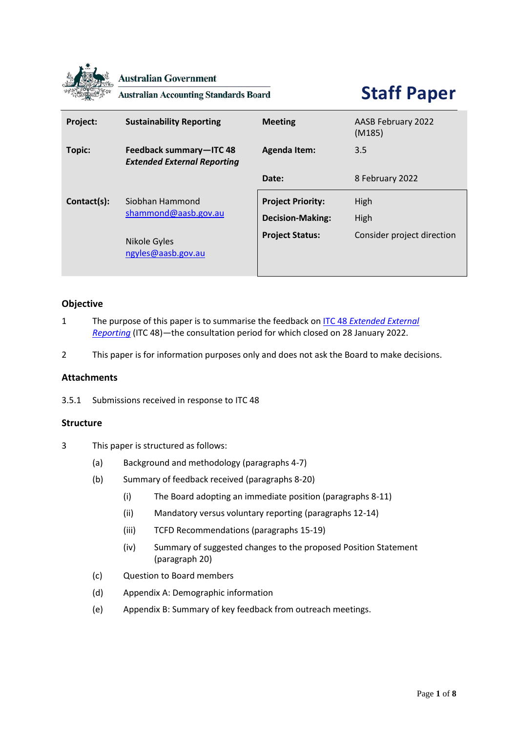Australian Government

Australian Accounting Standards Board

# Staff Paper

| Project: | Sustainability Reporting | Meeting | AASB February 2022 (M185) |
|---|---|---|---|
| Topic: | Feedback summary—ITC 48 *Extended External Reporting* | Agenda Item: | 3.5 |
| | | Date: | 8 February 2022 |
| Contact(s): | Siobhan Hammond shammond@aasb.gov.au<br><br>Nikole Gyles ngyles@aasb.gov.au | Project Priority: | High |
| | | Decision-Making: | High |
| | | Project Status: | Consider project direction |

## Objective

1 The purpose of this paper is to summarise the feedback on ITC 48 *Extended External Reporting* (ITC 48)—the consultation period for which closed on 28 January 2022.

2 This paper is for information purposes only and does not ask the Board to make decisions.

## Attachments

3.5.1 Submissions received in response to ITC 48

## Structure

3 This paper is structured as follows:

(a) Background and methodology (paragraphs 4-7)

(b) Summary of feedback received (paragraphs 8-20)

(i) The Board adopting an immediate position (paragraphs 8-11)

(ii) Mandatory versus voluntary reporting (paragraphs 12-14)

(iii) TCFD Recommendations (paragraphs 15-19)

(iv) Summary of suggested changes to the proposed Position Statement (paragraph 20)

(c) Question to Board members

(d) Appendix A: Demographic information

(e) Appendix B: Summary of key feedback from outreach meetings.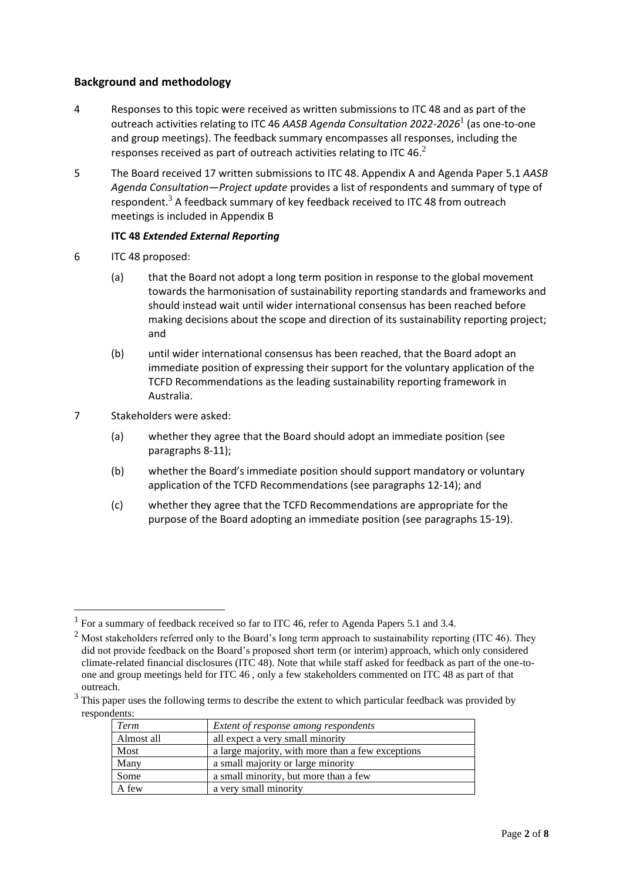## Background and methodology

4 Responses to this topic were received as written submissions to ITC 48 and as part of the outreach activities relating to ITC 46 *AASB Agenda Consultation 2022-2026*[1] (as one-to-one and group meetings). The feedback summary encompasses all responses, including the responses received as part of outreach activities relating to ITC 46.[2]

5 The Board received 17 written submissions to ITC 48. Appendix A and Agenda Paper 5.1 *AASB Agenda Consultation—Project update* provides a list of respondents and summary of type of respondent.[3] A feedback summary of key feedback received to ITC 48 from outreach meetings is included in Appendix B

**ITC 48 *Extended External Reporting***

6 ITC 48 proposed:

(a) that the Board not adopt a long term position in response to the global movement towards the harmonisation of sustainability reporting standards and frameworks and should instead wait until wider international consensus has been reached before making decisions about the scope and direction of its sustainability reporting project; and

(b) until wider international consensus has been reached, that the Board adopt an immediate position of expressing their support for the voluntary application of the TCFD Recommendations as the leading sustainability reporting framework in Australia.

7 Stakeholders were asked:

(a) whether they agree that the Board should adopt an immediate position (see paragraphs 8-11);

(b) whether the Board's immediate position should support mandatory or voluntary application of the TCFD Recommendations (see paragraphs 12-14); and

(c) whether they agree that the TCFD Recommendations are appropriate for the purpose of the Board adopting an immediate position (see paragraphs 15-19).

---

[1] For a summary of feedback received so far to ITC 46, refer to Agenda Papers 5.1 and 3.4.

[2] Most stakeholders referred only to the Board's long term approach to sustainability reporting (ITC 46). They did not provide feedback on the Board's proposed short term (or interim) approach, which only considered climate-related financial disclosures (ITC 48). Note that while staff asked for feedback as part of the one-to-one and group meetings held for ITC 46 , only a few stakeholders commented on ITC 48 as part of that outreach.

[3] This paper uses the following terms to describe the extent to which particular feedback was provided by respondents:

| *Term* | *Extent of response among respondents* |
|---|---|
| Almost all | all expect a very small minority |
| Most | a large majority, with more than a few exceptions |
| Many | a small majority or large minority |
| Some | a small minority, but more than a few |
| A few | a very small minority |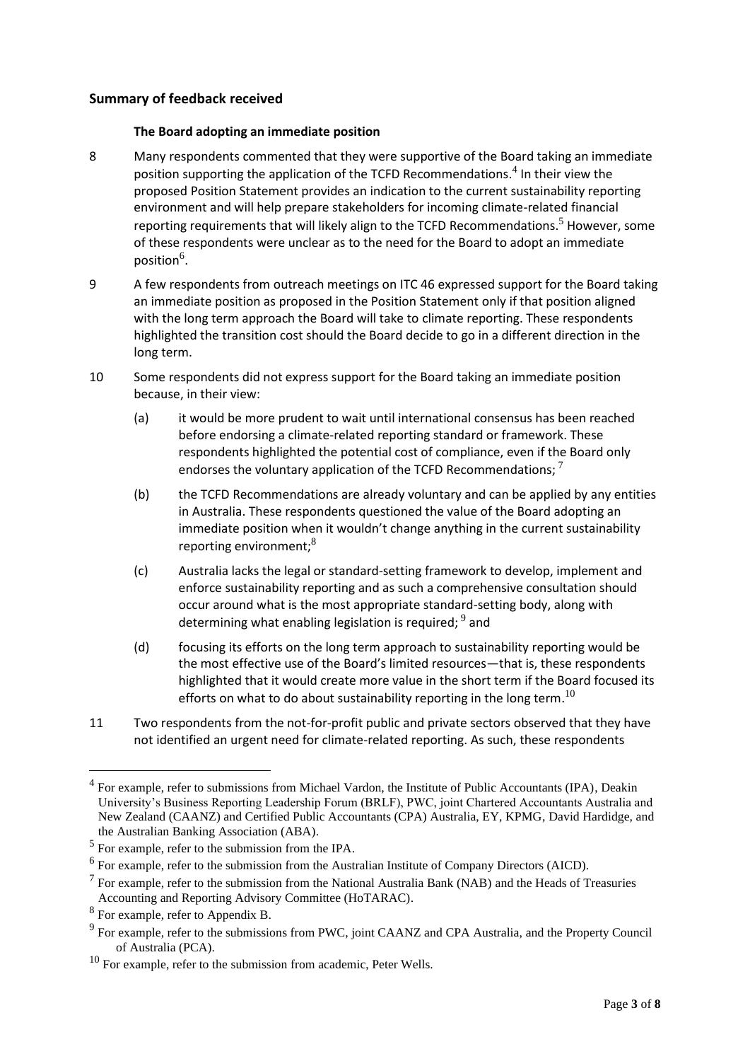## Summary of feedback received

### The Board adopting an immediate position

8 Many respondents commented that they were supportive of the Board taking an immediate position supporting the application of the TCFD Recommendations.[4] In their view the proposed Position Statement provides an indication to the current sustainability reporting environment and will help prepare stakeholders for incoming climate-related financial reporting requirements that will likely align to the TCFD Recommendations.[5] However, some of these respondents were unclear as to the need for the Board to adopt an immediate position[6].

9 A few respondents from outreach meetings on ITC 46 expressed support for the Board taking an immediate position as proposed in the Position Statement only if that position aligned with the long term approach the Board will take to climate reporting. These respondents highlighted the transition cost should the Board decide to go in a different direction in the long term.

10 Some respondents did not express support for the Board taking an immediate position because, in their view:

(a) it would be more prudent to wait until international consensus has been reached before endorsing a climate-related reporting standard or framework. These respondents highlighted the potential cost of compliance, even if the Board only endorses the voluntary application of the TCFD Recommendations; [7]

(b) the TCFD Recommendations are already voluntary and can be applied by any entities in Australia. These respondents questioned the value of the Board adopting an immediate position when it wouldn't change anything in the current sustainability reporting environment;[8]

(c) Australia lacks the legal or standard-setting framework to develop, implement and enforce sustainability reporting and as such a comprehensive consultation should occur around what is the most appropriate standard-setting body, along with determining what enabling legislation is required; [9] and

(d) focusing its efforts on the long term approach to sustainability reporting would be the most effective use of the Board's limited resources—that is, these respondents highlighted that it would create more value in the short term if the Board focused its efforts on what to do about sustainability reporting in the long term.[10]

11 Two respondents from the not-for-profit public and private sectors observed that they have not identified an urgent need for climate-related reporting. As such, these respondents

---

[4] For example, refer to submissions from Michael Vardon, the Institute of Public Accountants (IPA), Deakin University's Business Reporting Leadership Forum (BRLF), PWC, joint Chartered Accountants Australia and New Zealand (CAANZ) and Certified Public Accountants (CPA) Australia, EY, KPMG, David Hardidge, and the Australian Banking Association (ABA).

[5] For example, refer to the submission from the IPA.

[6] For example, refer to the submission from the Australian Institute of Company Directors (AICD).

[7] For example, refer to the submission from the National Australia Bank (NAB) and the Heads of Treasuries Accounting and Reporting Advisory Committee (HoTARAC).

[8] For example, refer to Appendix B.

[9] For example, refer to the submissions from PWC, joint CAANZ and CPA Australia, and the Property Council of Australia (PCA).

[10] For example, refer to the submission from academic, Peter Wells.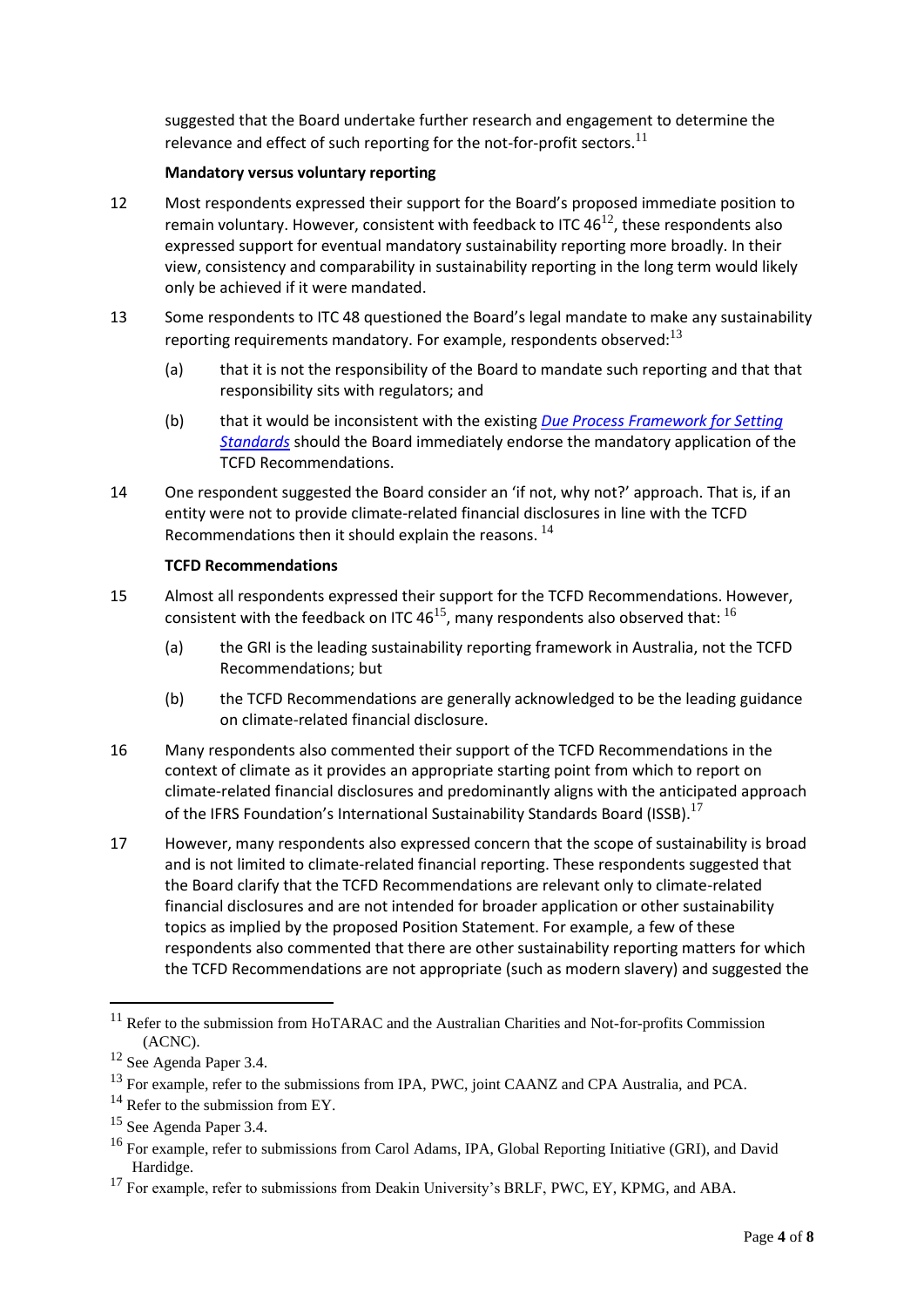suggested that the Board undertake further research and engagement to determine the relevance and effect of such reporting for the not-for-profit sectors.[11]

**Mandatory versus voluntary reporting**

12 Most respondents expressed their support for the Board's proposed immediate position to remain voluntary. However, consistent with feedback to ITC 46[12], these respondents also expressed support for eventual mandatory sustainability reporting more broadly. In their view, consistency and comparability in sustainability reporting in the long term would likely only be achieved if it were mandated.

13 Some respondents to ITC 48 questioned the Board's legal mandate to make any sustainability reporting requirements mandatory. For example, respondents observed:[13]

(a) that it is not the responsibility of the Board to mandate such reporting and that that responsibility sits with regulators; and

(b) that it would be inconsistent with the existing *Due Process Framework for Setting Standards* should the Board immediately endorse the mandatory application of the TCFD Recommendations.

14 One respondent suggested the Board consider an 'if not, why not?' approach. That is, if an entity were not to provide climate-related financial disclosures in line with the TCFD Recommendations then it should explain the reasons.[14]

**TCFD Recommendations**

15 Almost all respondents expressed their support for the TCFD Recommendations. However, consistent with the feedback on ITC 46[15], many respondents also observed that:[16]

(a) the GRI is the leading sustainability reporting framework in Australia, not the TCFD Recommendations; but

(b) the TCFD Recommendations are generally acknowledged to be the leading guidance on climate-related financial disclosure.

16 Many respondents also commented their support of the TCFD Recommendations in the context of climate as it provides an appropriate starting point from which to report on climate-related financial disclosures and predominantly aligns with the anticipated approach of the IFRS Foundation's International Sustainability Standards Board (ISSB).[17]

17 However, many respondents also expressed concern that the scope of sustainability is broad and is not limited to climate-related financial reporting. These respondents suggested that the Board clarify that the TCFD Recommendations are relevant only to climate-related financial disclosures and are not intended for broader application or other sustainability topics as implied by the proposed Position Statement. For example, a few of these respondents also commented that there are other sustainability reporting matters for which the TCFD Recommendations are not appropriate (such as modern slavery) and suggested the

---

[11] Refer to the submission from HoTARAC and the Australian Charities and Not-for-profits Commission (ACNC).

[12] See Agenda Paper 3.4.

[13] For example, refer to the submissions from IPA, PWC, joint CAANZ and CPA Australia, and PCA.

[14] Refer to the submission from EY.

[15] See Agenda Paper 3.4.

[16] For example, refer to submissions from Carol Adams, IPA, Global Reporting Initiative (GRI), and David Hardidge.

[17] For example, refer to submissions from Deakin University's BRLF, PWC, EY, KPMG, and ABA.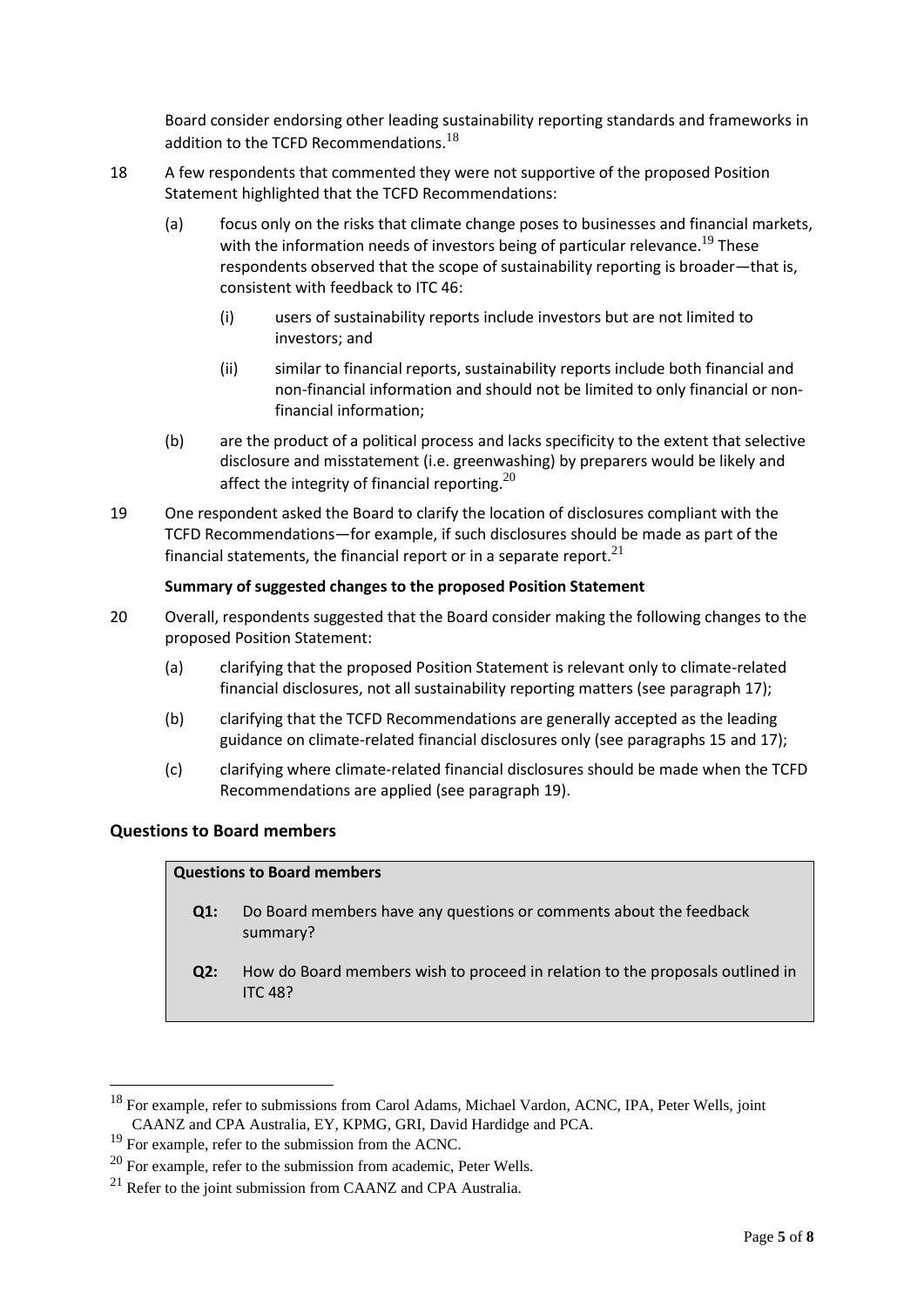Board consider endorsing other leading sustainability reporting standards and frameworks in addition to the TCFD Recommendations.[18]

18 A few respondents that commented they were not supportive of the proposed Position Statement highlighted that the TCFD Recommendations:

(a) focus only on the risks that climate change poses to businesses and financial markets, with the information needs of investors being of particular relevance.[19] These respondents observed that the scope of sustainability reporting is broader—that is, consistent with feedback to ITC 46:

(i) users of sustainability reports include investors but are not limited to investors; and

(ii) similar to financial reports, sustainability reports include both financial and non-financial information and should not be limited to only financial or non-financial information;

(b) are the product of a political process and lacks specificity to the extent that selective disclosure and misstatement (i.e. greenwashing) by preparers would be likely and affect the integrity of financial reporting.[20]

19 One respondent asked the Board to clarify the location of disclosures compliant with the TCFD Recommendations—for example, if such disclosures should be made as part of the financial statements, the financial report or in a separate report.[21]

**Summary of suggested changes to the proposed Position Statement**

20 Overall, respondents suggested that the Board consider making the following changes to the proposed Position Statement:

(a) clarifying that the proposed Position Statement is relevant only to climate-related financial disclosures, not all sustainability reporting matters (see paragraph 17);

(b) clarifying that the TCFD Recommendations are generally accepted as the leading guidance on climate-related financial disclosures only (see paragraphs 15 and 17);

(c) clarifying where climate-related financial disclosures should be made when the TCFD Recommendations are applied (see paragraph 19).

## Questions to Board members

**Questions to Board members**

**Q1:** Do Board members have any questions or comments about the feedback summary?

**Q2:** How do Board members wish to proceed in relation to the proposals outlined in ITC 48?

---

[18] For example, refer to submissions from Carol Adams, Michael Vardon, ACNC, IPA, Peter Wells, joint CAANZ and CPA Australia, EY, KPMG, GRI, David Hardidge and PCA.

[19] For example, refer to the submission from the ACNC.

[20] For example, refer to the submission from academic, Peter Wells.

[21] Refer to the joint submission from CAANZ and CPA Australia.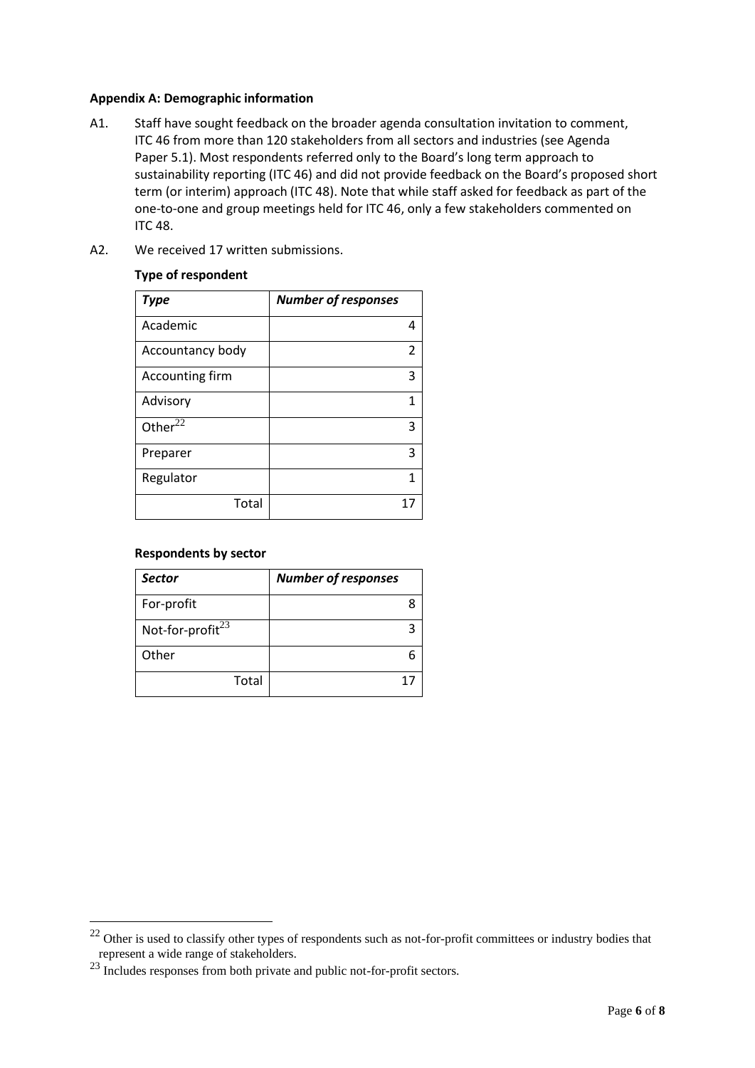**Appendix A: Demographic information**

A1. Staff have sought feedback on the broader agenda consultation invitation to comment, ITC 46 from more than 120 stakeholders from all sectors and industries (see Agenda Paper 5.1). Most respondents referred only to the Board's long term approach to sustainability reporting (ITC 46) and did not provide feedback on the Board's proposed short term (or interim) approach (ITC 48). Note that while staff asked for feedback as part of the one-to-one and group meetings held for ITC 46, only a few stakeholders commented on ITC 48.

A2. We received 17 written submissions.

**Type of respondent**

| ***Type*** | ***Number of responses*** |
|---|---|
| Academic | 4 |
| Accountancy body | 2 |
| Accounting firm | 3 |
| Advisory | 1 |
| Other[22] | 3 |
| Preparer | 3 |
| Regulator | 1 |
| Total | 17 |

**Respondents by sector**

| ***Sector*** | ***Number of responses*** |
|---|---|
| For-profit | 8 |
| Not-for-profit[23] | 3 |
| Other | 6 |
| Total | 17 |

[22] Other is used to classify other types of respondents such as not-for-profit committees or industry bodies that represent a wide range of stakeholders.

[23] Includes responses from both private and public not-for-profit sectors.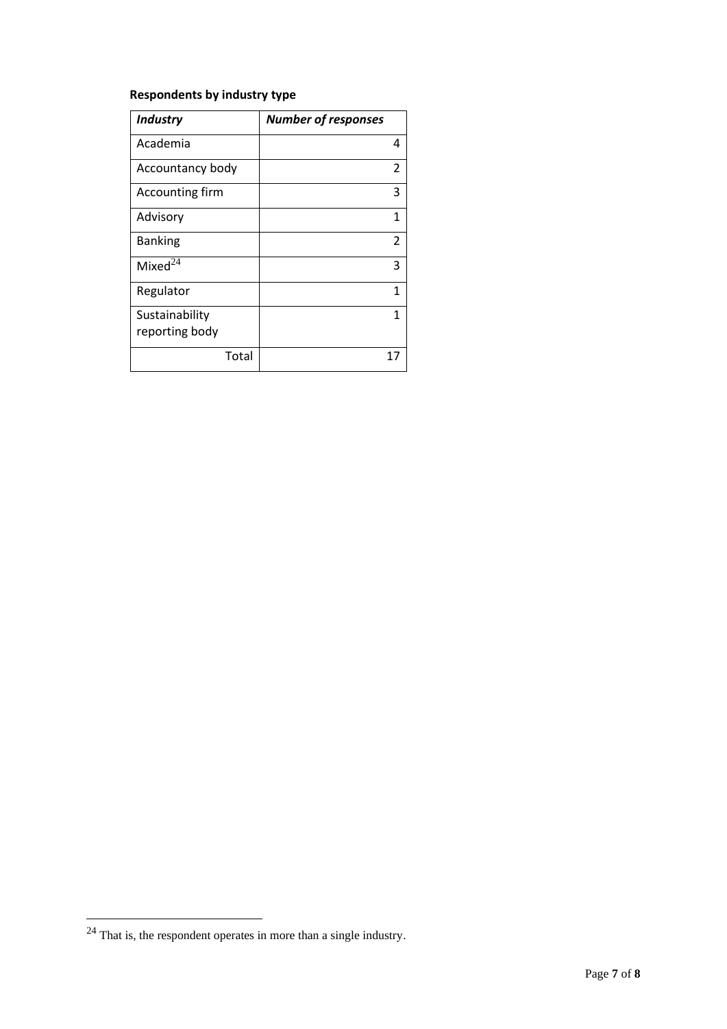**Respondents by industry type**

| *Industry* | *Number of responses* |
|---|---|
| Academia | 4 |
| Accountancy body | 2 |
| Accounting firm | 3 |
| Advisory | 1 |
| Banking | 2 |
| Mixed[24] | 3 |
| Regulator | 1 |
| Sustainability reporting body | 1 |
| Total | 17 |

[24] That is, the respondent operates in more than a single industry.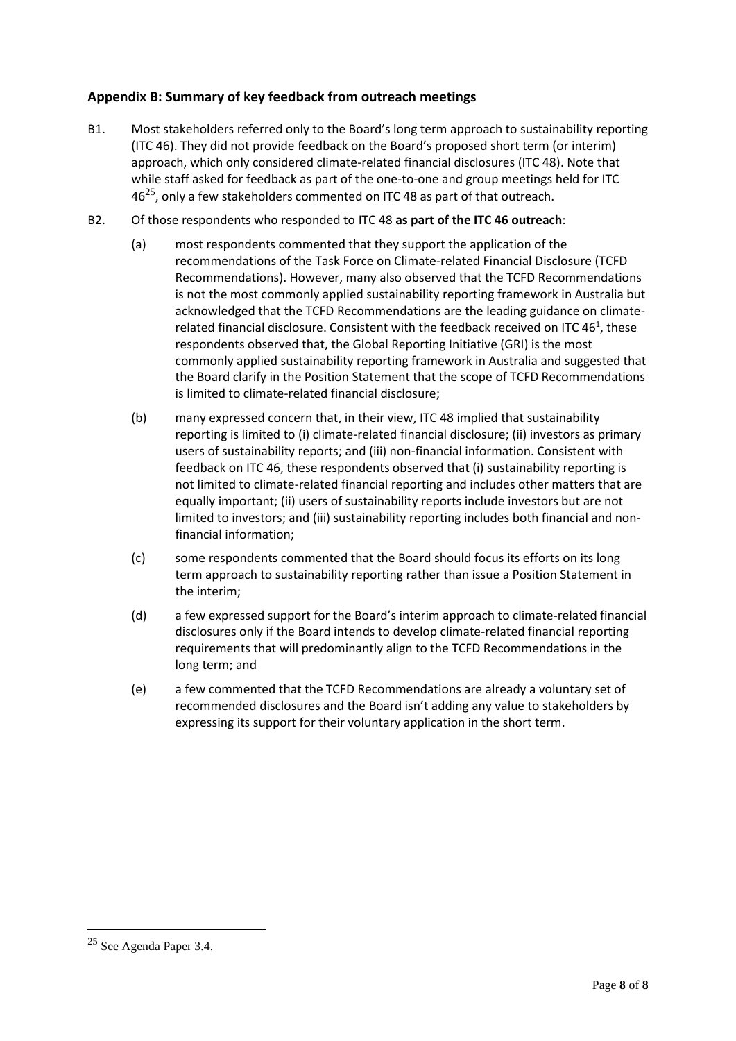## Appendix B: Summary of key feedback from outreach meetings

B1. Most stakeholders referred only to the Board's long term approach to sustainability reporting (ITC 46). They did not provide feedback on the Board's proposed short term (or interim) approach, which only considered climate-related financial disclosures (ITC 48). Note that while staff asked for feedback as part of the one-to-one and group meetings held for ITC 46[25], only a few stakeholders commented on ITC 48 as part of that outreach.

B2. Of those respondents who responded to ITC 48 **as part of the ITC 46 outreach**:

(a) most respondents commented that they support the application of the recommendations of the Task Force on Climate-related Financial Disclosure (TCFD Recommendations). However, many also observed that the TCFD Recommendations is not the most commonly applied sustainability reporting framework in Australia but acknowledged that the TCFD Recommendations are the leading guidance on climate-related financial disclosure. Consistent with the feedback received on ITC 46[1], these respondents observed that, the Global Reporting Initiative (GRI) is the most commonly applied sustainability reporting framework in Australia and suggested that the Board clarify in the Position Statement that the scope of TCFD Recommendations is limited to climate-related financial disclosure;

(b) many expressed concern that, in their view, ITC 48 implied that sustainability reporting is limited to (i) climate-related financial disclosure; (ii) investors as primary users of sustainability reports; and (iii) non-financial information. Consistent with feedback on ITC 46, these respondents observed that (i) sustainability reporting is not limited to climate-related financial reporting and includes other matters that are equally important; (ii) users of sustainability reports include investors but are not limited to investors; and (iii) sustainability reporting includes both financial and non-financial information;

(c) some respondents commented that the Board should focus its efforts on its long term approach to sustainability reporting rather than issue a Position Statement in the interim;

(d) a few expressed support for the Board's interim approach to climate-related financial disclosures only if the Board intends to develop climate-related financial reporting requirements that will predominantly align to the TCFD Recommendations in the long term; and

(e) a few commented that the TCFD Recommendations are already a voluntary set of recommended disclosures and the Board isn't adding any value to stakeholders by expressing its support for their voluntary application in the short term.

---

[25] See Agenda Paper 3.4.